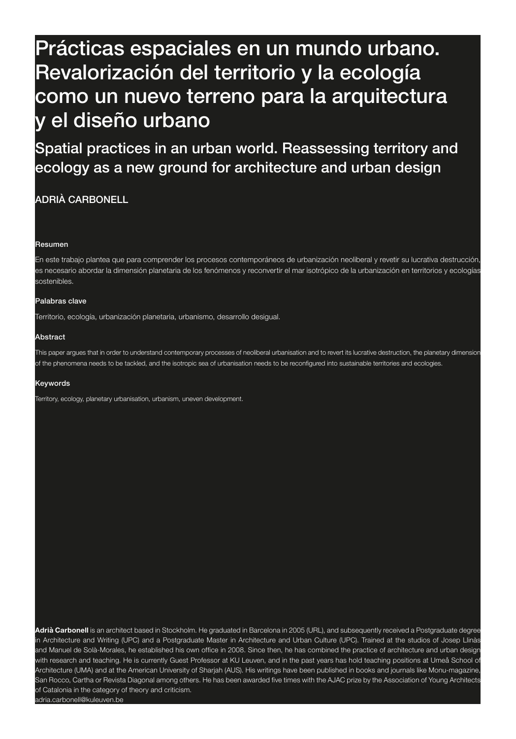# Prácticas espaciales en un mundo urbano. Revalorización del territorio y la ecología como un nuevo terreno para la arquitectura y el diseño urbano

## Spatial practices in an urban world. Reassessing territory and ecology as a new ground for architecture and urban design

ADRIÀ CARBONELL

### Resumen

En este trabajo plantea que para comprender los procesos contemporáneos de urbanización neoliberal y revetir su lucrativa destrucción, es necesario abordar la dimensión planetaria de los fenómenos y reconvertir el mar isotrópico de la urbanización en territorios y ecologías sostenibles.

### Palabras clave

Territorio, ecología, urbanización planetaria, urbanismo, desarrollo desigual.

### Abstract

This paper argues that in order to understand contemporary processes of neoliberal urbanisation and to revert its lucrative destruction, the planetary dimension of the phenomena needs to be tackled, and the isotropic sea of urbanisation needs to be reconfigured into sustainable territories and ecologies.

### Keywords

Territory, ecology, planetary urbanisation, urbanism, uneven development.

**Adrià Carbonell** is an architect based in Stockholm. He graduated in Barcelona in 2005 (URL), and subsequently received a Postgraduate degree in Architecture and Writing (UPC) and a Postgraduate Master in Architecture and Urban Culture (UPC). Trained at the studios of Josep Llinàs and Manuel de Solà-Morales, he established his own office in 2008. Since then, he has combined the practice of architecture and urban design with research and teaching. He is currently Guest Professor at KU Leuven, and in the past years has hold teaching positions at Umeå School of Architecture (UMA) and at the American University of Sharjah (AUS). His writings have been published in books and journals like Monu-magazine, San Rocco, Cartha or Revista Diagonal among others. He has been awarded five times with the AJAC prize by the Association of Young Architects of Catalonia in the category of theory and criticism.
adria.carbonell@kuleuven.be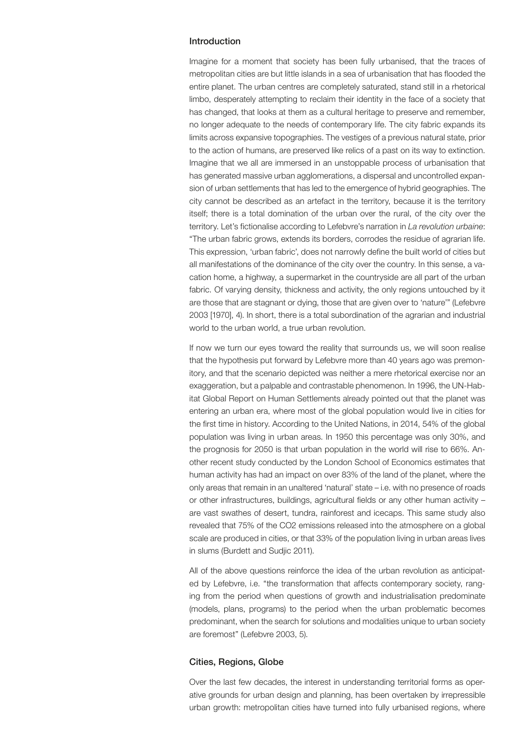## Introduction

Imagine for a moment that society has been fully urbanised, that the traces of metropolitan cities are but little islands in a sea of urbanisation that has flooded the entire planet. The urban centres are completely saturated, stand still in a rhetorical limbo, desperately attempting to reclaim their identity in the face of a society that has changed, that looks at them as a cultural heritage to preserve and remember, no longer adequate to the needs of contemporary life. The city fabric expands its limits across expansive topographies. The vestiges of a previous natural state, prior to the action of humans, are preserved like relics of a past on its way to extinction. Imagine that we all are immersed in an unstoppable process of urbanisation that has generated massive urban agglomerations, a dispersal and uncontrolled expansion of urban settlements that has led to the emergence of hybrid geographies. The city cannot be described as an artefact in the territory, because it is the territory itself; there is a total domination of the urban over the rural, of the city over the territory. Let's fictionalise according to Lefebvre's narration in *La revolution urbaine*: "The urban fabric grows, extends its borders, corrodes the residue of agrarian life. This expression, 'urban fabric', does not narrowly define the built world of cities but all manifestations of the dominance of the city over the country. In this sense, a vacation home, a highway, a supermarket in the countryside are all part of the urban fabric. Of varying density, thickness and activity, the only regions untouched by it are those that are stagnant or dying, those that are given over to 'nature'" (Lefebvre 2003 [1970], 4). In short, there is a total subordination of the agrarian and industrial world to the urban world, a true urban revolution.

If now we turn our eyes toward the reality that surrounds us, we will soon realise that the hypothesis put forward by Lefebvre more than 40 years ago was premonitory, and that the scenario depicted was neither a mere rhetorical exercise nor an exaggeration, but a palpable and contrastable phenomenon. In 1996, the UN-Habitat Global Report on Human Settlements already pointed out that the planet was entering an urban era, where most of the global population would live in cities for the first time in history. According to the United Nations, in 2014, 54% of the global population was living in urban areas. In 1950 this percentage was only 30%, and the prognosis for 2050 is that urban population in the world will rise to 66%. Another recent study conducted by the London School of Economics estimates that human activity has had an impact on over 83% of the land of the planet, where the only areas that remain in an unaltered 'natural' state – i.e. with no presence of roads or other infrastructures, buildings, agricultural fields or any other human activity – are vast swathes of desert, tundra, rainforest and icecaps. This same study also revealed that 75% of the $CO_2$ emissions released into the atmosphere on a global scale are produced in cities, or that 33% of the population living in urban areas lives in slums (Burdett and Sudjic 2011).

All of the above questions reinforce the idea of the urban revolution as anticipated by Lefebvre, i.e. "the transformation that affects contemporary society, ranging from the period when questions of growth and industrialisation predominate (models, plans, programs) to the period when the urban problematic becomes predominant, when the search for solutions and modalities unique to urban society are foremost" (Lefebvre 2003, 5).

## Cities, Regions, Globe

Over the last few decades, the interest in understanding territorial forms as operative grounds for urban design and planning, has been overtaken by irrepressible urban growth: metropolitan cities have turned into fully urbanised regions, where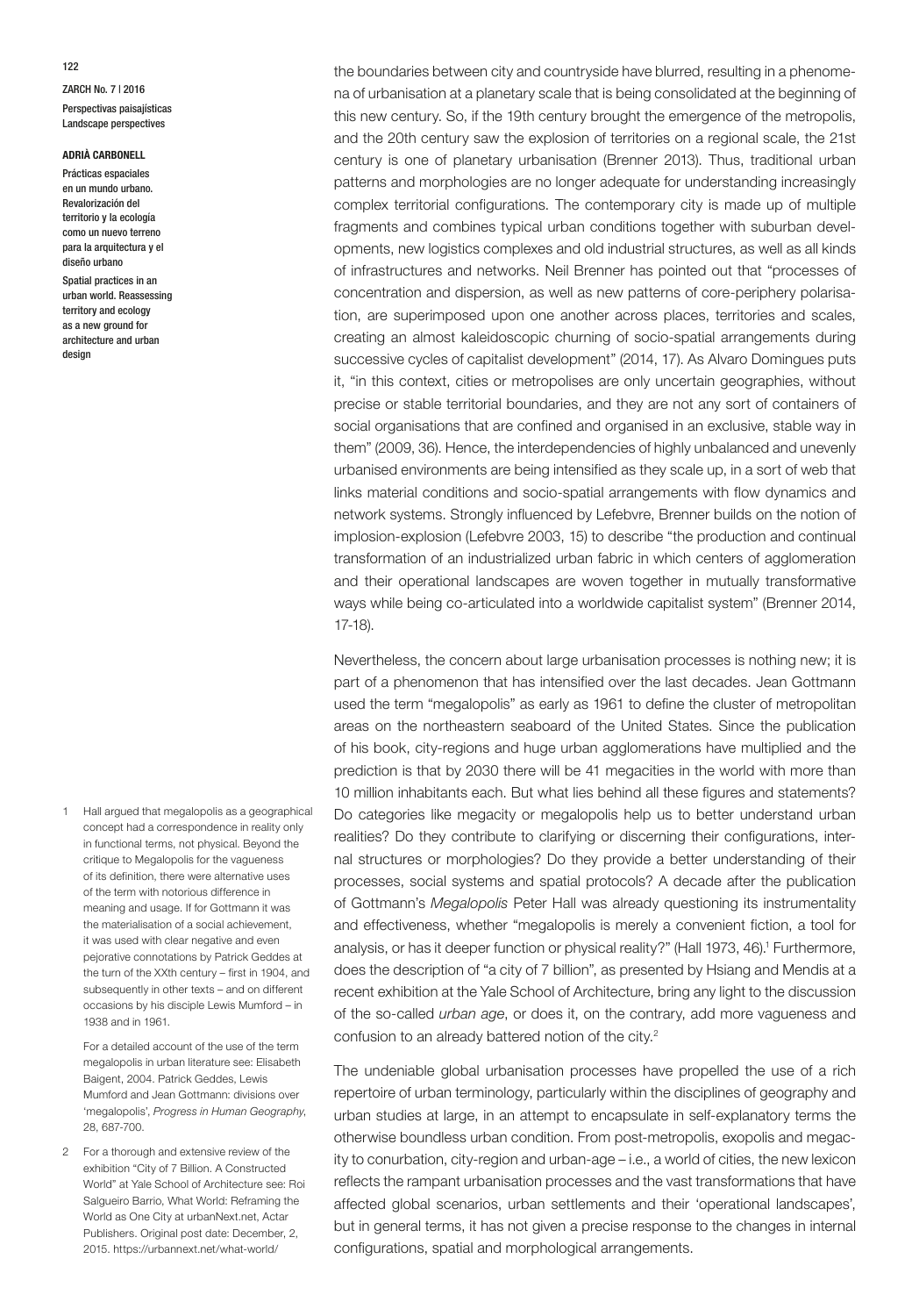the boundaries between city and countryside have blurred, resulting in a phenomena of urbanisation at a planetary scale that is being consolidated at the beginning of this new century. So, if the 19th century brought the emergence of the metropolis, and the 20th century saw the explosion of territories on a regional scale, the 21st century is one of planetary urbanisation (Brenner 2013). Thus, traditional urban patterns and morphologies are no longer adequate for understanding increasingly complex territorial configurations. The contemporary city is made up of multiple fragments and combines typical urban conditions together with suburban developments, new logistics complexes and old industrial structures, as well as all kinds of infrastructures and networks. Neil Brenner has pointed out that "processes of concentration and dispersion, as well as new patterns of core-periphery polarisation, are superimposed upon one another across places, territories and scales, creating an almost kaleidoscopic churning of socio-spatial arrangements during successive cycles of capitalist development" (2014, 17). As Alvaro Domingues puts it, "in this context, cities or metropolises are only uncertain geographies, without precise or stable territorial boundaries, and they are not any sort of containers of social organisations that are confined and organised in an exclusive, stable way in them" (2009, 36). Hence, the interdependencies of highly unbalanced and unevenly urbanised environments are being intensified as they scale up, in a sort of web that links material conditions and socio-spatial arrangements with flow dynamics and network systems. Strongly influenced by Lefebvre, Brenner builds on the notion of implosion-explosion (Lefebvre 2003, 15) to describe "the production and continual transformation of an industrialized urban fabric in which centers of agglomeration and their operational landscapes are woven together in mutually transformative ways while being co-articulated into a worldwide capitalist system" (Brenner 2014, 17-18).

Nevertheless, the concern about large urbanisation processes is nothing new; it is part of a phenomenon that has intensified over the last decades. Jean Gottmann used the term "megalopolis" as early as 1961 to define the cluster of metropolitan areas on the northeastern seaboard of the United States. Since the publication of his book, city-regions and huge urban agglomerations have multiplied and the prediction is that by 2030 there will be 41 megacities in the world with more than 10 million inhabitants each. But what lies behind all these figures and statements? Do categories like megacity or megalopolis help us to better understand urban realities? Do they contribute to clarifying or discerning their configurations, internal structures or morphologies? Do they provide a better understanding of their processes, social systems and spatial protocols? A decade after the publication of Gottmann's *Megalopolis* Peter Hall was already questioning its instrumentality and effectiveness, whether "megalopolis is merely a convenient fiction, a tool for analysis, or has it deeper function or physical reality?" (Hall 1973, 46).[1] Furthermore, does the description of "a city of 7 billion", as presented by Hsiang and Mendis at a recent exhibition at the Yale School of Architecture, bring any light to the discussion of the so-called *urban age*, or does it, on the contrary, add more vagueness and confusion to an already battered notion of the city.[2]

The undeniable global urbanisation processes have propelled the use of a rich repertoire of urban terminology, particularly within the disciplines of geography and urban studies at large, in an attempt to encapsulate in self-explanatory terms the otherwise boundless urban condition. From post-metropolis, exopolis and megacity to conurbation, city-region and urban-age – i.e., a world of cities, the new lexicon reflects the rampant urbanisation processes and the vast transformations that have affected global scenarios, urban settlements and their 'operational landscapes', but in general terms, it has not given a precise response to the changes in internal configurations, spatial and morphological arrangements.

1 Hall argued that megalopolis as a geographical concept had a correspondence in reality only in functional terms, not physical. Beyond the critique to Megalopolis for the vagueness of its definition, there were alternative uses of the term with notorious difference in meaning and usage. If for Gottmann it was the materialisation of a social achievement, it was used with clear negative and even pejorative connotations by Patrick Geddes at the turn of the XXth century – first in 1904, and subsequently in other texts – and on different occasions by his disciple Lewis Mumford – in 1938 and in 1961.

For a detailed account of the use of the term megalopolis in urban literature see: Elisabeth Baigent, 2004. Patrick Geddes, Lewis Mumford and Jean Gottmann: divisions over 'megalopolis', *Progress in Human Geography*, 28, 687-700.

2 For a thorough and extensive review of the exhibition "City of 7 Billion. A Constructed World" at Yale School of Architecture see: Roi Salgueiro Barrio, What World: Reframing the World as One City at urbanNext.net, Actar Publishers. Original post date: December, 2, 2015. https://urbannext.net/what-world/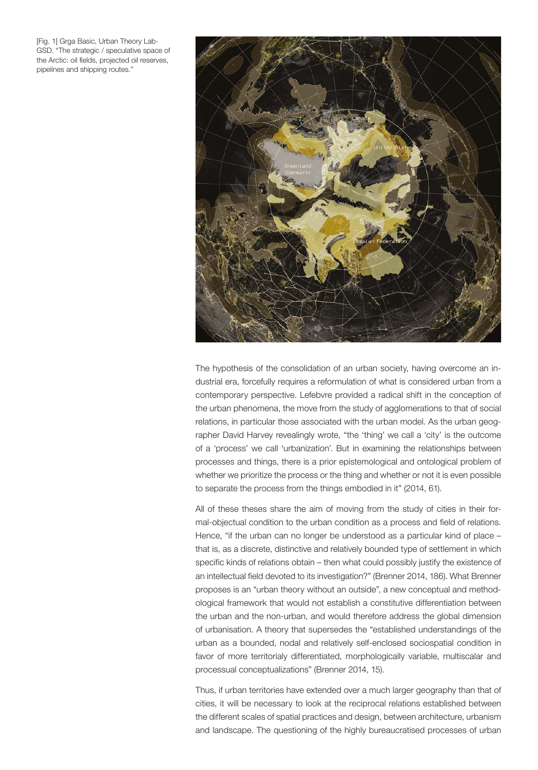[Fig. 1] Grga Basic, Urban Theory Lab-GSD. "The strategic / speculative space of the Arctic: oil fields, projected oil reserves, pipelines and shipping routes."

The hypothesis of the consolidation of an urban society, having overcome an industrial era, forcefully requires a reformulation of what is considered urban from a contemporary perspective. Lefebvre provided a radical shift in the conception of the urban phenomena, the move from the study of agglomerations to that of social relations, in particular those associated with the urban model. As the urban geographer David Harvey revealingly wrote, "the 'thing' we call a 'city' is the outcome of a 'process' we call 'urbanization'. But in examining the relationships between processes and things, there is a prior epistemological and ontological problem of whether we prioritize the process or the thing and whether or not it is even possible to separate the process from the things embodied in it" (2014, 61).

All of these theses share the aim of moving from the study of cities in their formal-objectual condition to the urban condition as a process and field of relations. Hence, "if the urban can no longer be understood as a particular kind of place – that is, as a discrete, distinctive and relatively bounded type of settlement in which specific kinds of relations obtain – then what could possibly justify the existence of an intellectual field devoted to its investigation?" (Brenner 2014, 186). What Brenner proposes is an "urban theory without an outside", a new conceptual and methodological framework that would not establish a constitutive differentiation between the urban and the non-urban, and would therefore address the global dimension of urbanisation. A theory that supersedes the "established understandings of the urban as a bounded, nodal and relatively self-enclosed sociospatial condition in favor of more territorialy differentiated, morphologically variable, multiscalar and processual conceptualizations" (Brenner 2014, 15).

Thus, if urban territories have extended over a much larger geography than that of cities, it will be necessary to look at the reciprocal relations established between the different scales of spatial practices and design, between architecture, urbanism and landscape. The questioning of the highly bureaucratised processes of urban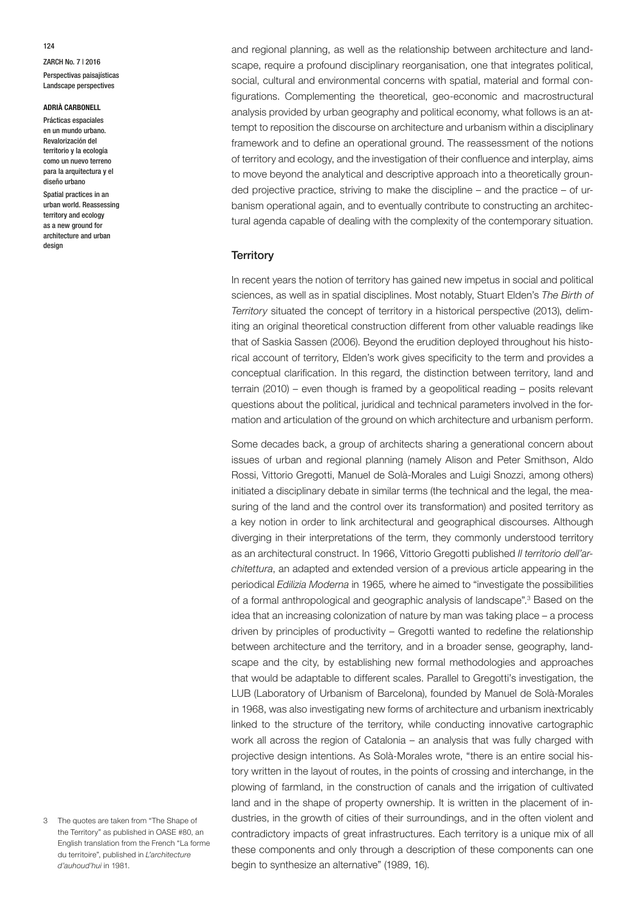and regional planning, as well as the relationship between architecture and landscape, require a profound disciplinary reorganisation, one that integrates political, social, cultural and environmental concerns with spatial, material and formal configurations. Complementing the theoretical, geo-economic and macrostructural analysis provided by urban geography and political economy, what follows is an attempt to reposition the discourse on architecture and urbanism within a disciplinary framework and to define an operational ground. The reassessment of the notions of territory and ecology, and the investigation of their confluence and interplay, aims to move beyond the analytical and descriptive approach into a theoretically grounded projective practice, striving to make the discipline – and the practice – of urbanism operational again, and to eventually contribute to constructing an architectural agenda capable of dealing with the complexity of the contemporary situation.

## Territory

In recent years the notion of territory has gained new impetus in social and political sciences, as well as in spatial disciplines. Most notably, Stuart Elden's *The Birth of Territory* situated the concept of territory in a historical perspective (2013), delimiting an original theoretical construction different from other valuable readings like that of Saskia Sassen (2006). Beyond the erudition deployed throughout his historical account of territory, Elden's work gives specificity to the term and provides a conceptual clarification. In this regard, the distinction between territory, land and terrain (2010) – even though is framed by a geopolitical reading – posits relevant questions about the political, juridical and technical parameters involved in the formation and articulation of the ground on which architecture and urbanism perform.

Some decades back, a group of architects sharing a generational concern about issues of urban and regional planning (namely Alison and Peter Smithson, Aldo Rossi, Vittorio Gregotti, Manuel de Solà-Morales and Luigi Snozzi, among others) initiated a disciplinary debate in similar terms (the technical and the legal, the measuring of the land and the control over its transformation) and posited territory as a key notion in order to link architectural and geographical discourses. Although diverging in their interpretations of the term, they commonly understood territory as an architectural construct. In 1966, Vittorio Gregotti published *Il territorio dell'architettura*, an adapted and extended version of a previous article appearing in the periodical *Edilizia Moderna* in 1965*,* where he aimed to "investigate the possibilities of a formal anthropological and geographic analysis of landscape".[3] Based on the idea that an increasing colonization of nature by man was taking place – a process driven by principles of productivity – Gregotti wanted to redefine the relationship between architecture and the territory, and in a broader sense, geography, landscape and the city, by establishing new formal methodologies and approaches that would be adaptable to different scales. Parallel to Gregotti's investigation, the LUB (Laboratory of Urbanism of Barcelona), founded by Manuel de Solà-Morales in 1968, was also investigating new forms of architecture and urbanism inextricably linked to the structure of the territory, while conducting innovative cartographic work all across the region of Catalonia – an analysis that was fully charged with projective design intentions. As Solà-Morales wrote, "there is an entire social history written in the layout of routes, in the points of crossing and interchange, in the plowing of farmland, in the construction of canals and the irrigation of cultivated land and in the shape of property ownership. It is written in the placement of industries, in the growth of cities of their surroundings, and in the often violent and contradictory impacts of great infrastructures. Each territory is a unique mix of all these components and only through a description of these components can one begin to synthesize an alternative" (1989, 16).

3 The quotes are taken from "The Shape of the Territory" as published in OASE #80, an English translation from the French "La forme du territoire", published in *L'architecture d'auhoud'hui* in 1981.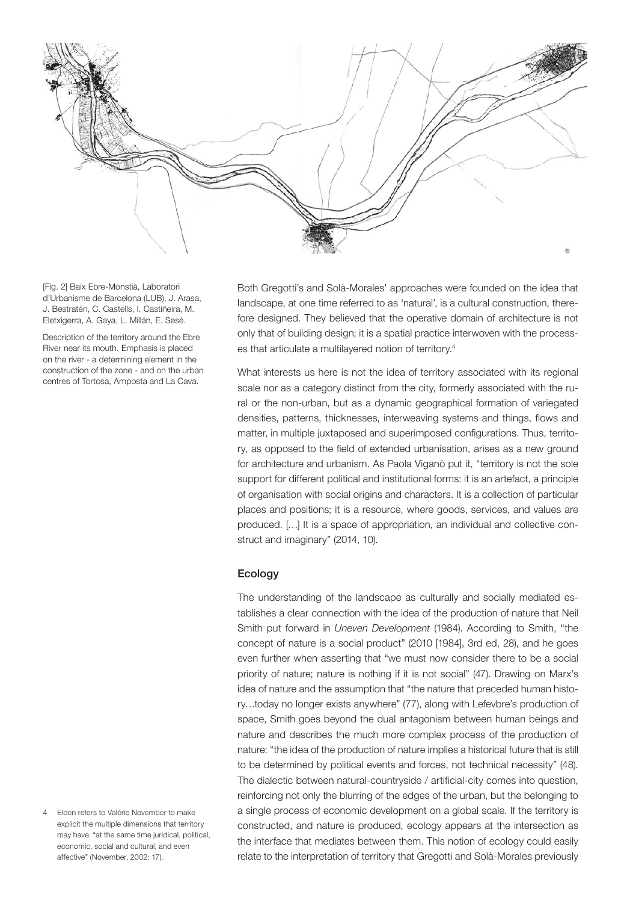[Fig. 2] Baix Ebre-Monstià, Laboratori d'Urbanisme de Barcelona (LUB), J. Arasa, J. Bestratén, C. Castells, I. Castiñeira, M. Eletxigerra, A. Gaya, L. Millán, E. Sesé.

Description of the territory around the Ebre River near its mouth. Emphasis is placed on the river - a determining element in the construction of the zone - and on the urban centres of Tortosa, Amposta and La Cava.

Both Gregotti's and Solà-Morales' approaches were founded on the idea that landscape, at one time referred to as 'natural', is a cultural construction, therefore designed. They believed that the operative domain of architecture is not only that of building design; it is a spatial practice interwoven with the processes that articulate a multilayered notion of territory.[4]

What interests us here is not the idea of territory associated with its regional scale nor as a category distinct from the city, formerly associated with the rural or the non-urban, but as a dynamic geographical formation of variegated densities, patterns, thicknesses, interweaving systems and things, flows and matter, in multiple juxtaposed and superimposed configurations. Thus, territory, as opposed to the field of extended urbanisation, arises as a new ground for architecture and urbanism. As Paola Viganò put it, "territory is not the sole support for different political and institutional forms: it is an artefact, a principle of organisation with social origins and characters. It is a collection of particular places and positions; it is a resource, where goods, services, and values are produced. […] It is a space of appropriation, an individual and collective construct and imaginary" (2014, 10).

## Ecology

The understanding of the landscape as culturally and socially mediated establishes a clear connection with the idea of the production of nature that Neil Smith put forward in *Uneven Development* (1984). According to Smith, "the concept of nature is a social product" (2010 [1984], 3rd ed, 28), and he goes even further when asserting that "we must now consider there to be a social priority of nature; nature is nothing if it is not social" (47). Drawing on Marx's idea of nature and the assumption that "the nature that preceded human history…today no longer exists anywhere" (77), along with Lefevbre's production of space, Smith goes beyond the dual antagonism between human beings and nature and describes the much more complex process of the production of nature: "the idea of the production of nature implies a historical future that is still to be determined by political events and forces, not technical necessity" (48). The dialectic between natural-countryside / artificial-city comes into question, reinforcing not only the blurring of the edges of the urban, but the belonging to a single process of economic development on a global scale. If the territory is constructed, and nature is produced, ecology appears at the intersection as the interface that mediates between them. This notion of ecology could easily relate to the interpretation of territory that Gregotti and Solà-Morales previously

4 Elden refers to Valérie November to make explicit the multiple dimensions that territory may have: "at the same time juridical, political, economic, social and cultural, and even affective" (November, 2002: 17).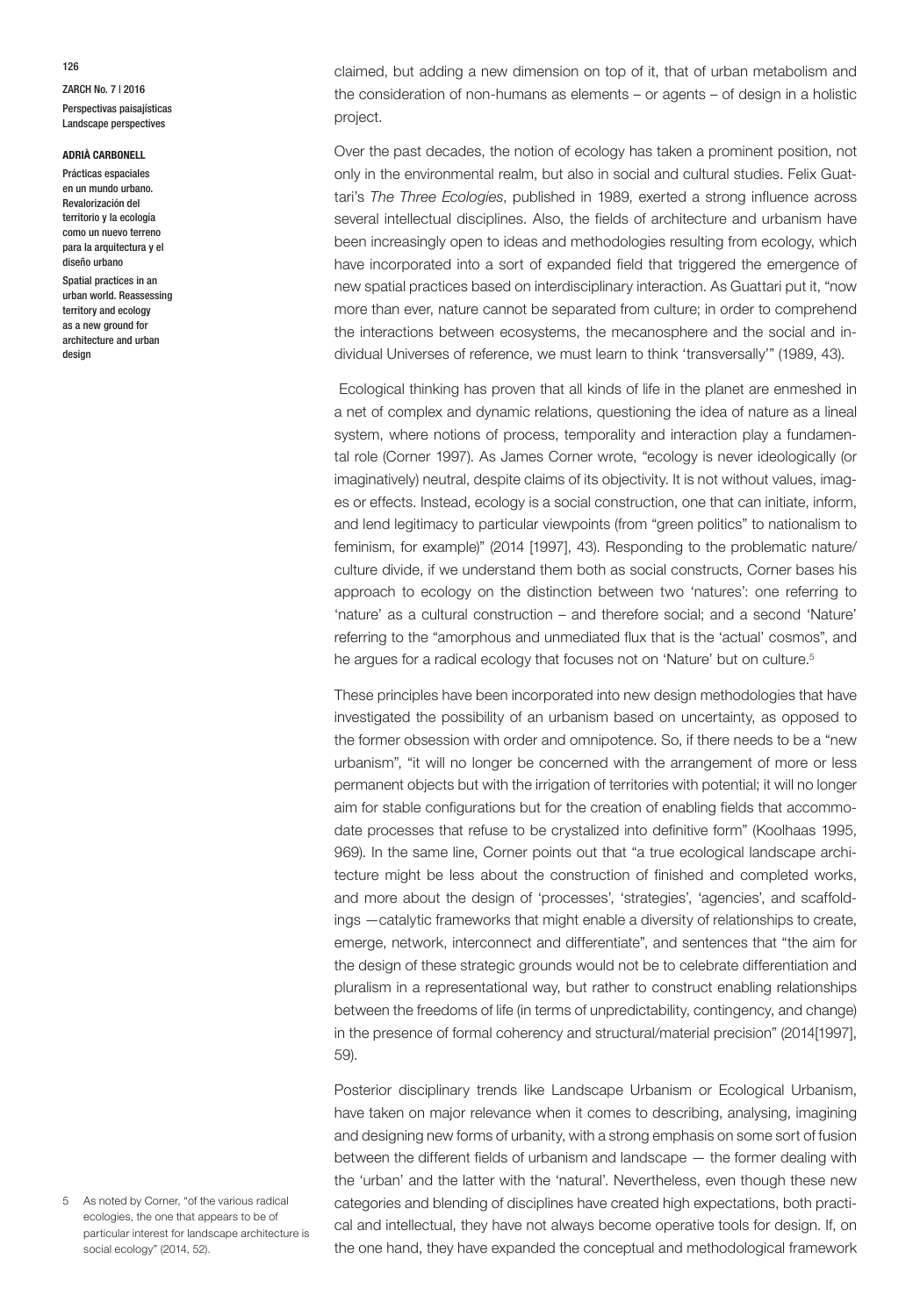claimed, but adding a new dimension on top of it, that of urban metabolism and the consideration of non-humans as elements – or agents – of design in a holistic project.

Over the past decades, the notion of ecology has taken a prominent position, not only in the environmental realm, but also in social and cultural studies. Felix Guattari's *The Three Ecologies*, published in 1989, exerted a strong influence across several intellectual disciplines. Also, the fields of architecture and urbanism have been increasingly open to ideas and methodologies resulting from ecology, which have incorporated into a sort of expanded field that triggered the emergence of new spatial practices based on interdisciplinary interaction. As Guattari put it, "now more than ever, nature cannot be separated from culture; in order to comprehend the interactions between ecosystems, the mecanosphere and the social and individual Universes of reference, we must learn to think 'transversally'" (1989, 43).

Ecological thinking has proven that all kinds of life in the planet are enmeshed in a net of complex and dynamic relations, questioning the idea of nature as a lineal system, where notions of process, temporality and interaction play a fundamental role (Corner 1997). As James Corner wrote, "ecology is never ideologically (or imaginatively) neutral, despite claims of its objectivity. It is not without values, images or effects. Instead, ecology is a social construction, one that can initiate, inform, and lend legitimacy to particular viewpoints (from "green politics" to nationalism to feminism, for example)" (2014 [1997], 43). Responding to the problematic nature/culture divide, if we understand them both as social constructs, Corner bases his approach to ecology on the distinction between two 'natures': one referring to 'nature' as a cultural construction – and therefore social; and a second 'Nature' referring to the "amorphous and unmediated flux that is the 'actual' cosmos", and he argues for a radical ecology that focuses not on 'Nature' but on culture.[5]

These principles have been incorporated into new design methodologies that have investigated the possibility of an urbanism based on uncertainty, as opposed to the former obsession with order and omnipotence. So, if there needs to be a "new urbanism", "it will no longer be concerned with the arrangement of more or less permanent objects but with the irrigation of territories with potential; it will no longer aim for stable configurations but for the creation of enabling fields that accommodate processes that refuse to be crystalized into definitive form" (Koolhaas 1995, 969). In the same line, Corner points out that "a true ecological landscape architecture might be less about the construction of finished and completed works, and more about the design of 'processes', 'strategies', 'agencies', and scaffoldings —catalytic frameworks that might enable a diversity of relationships to create, emerge, network, interconnect and differentiate", and sentences that "the aim for the design of these strategic grounds would not be to celebrate differentiation and pluralism in a representational way, but rather to construct enabling relationships between the freedoms of life (in terms of unpredictability, contingency, and change) in the presence of formal coherency and structural/material precision" (2014[1997], 59).

Posterior disciplinary trends like Landscape Urbanism or Ecological Urbanism, have taken on major relevance when it comes to describing, analysing, imagining and designing new forms of urbanity, with a strong emphasis on some sort of fusion between the different fields of urbanism and landscape — the former dealing with the 'urban' and the latter with the 'natural'. Nevertheless, even though these new categories and blending of disciplines have created high expectations, both practical and intellectual, they have not always become operative tools for design. If, on the one hand, they have expanded the conceptual and methodological framework

5 As noted by Corner, "of the various radical ecologies, the one that appears to be of particular interest for landscape architecture is social ecology" (2014, 52).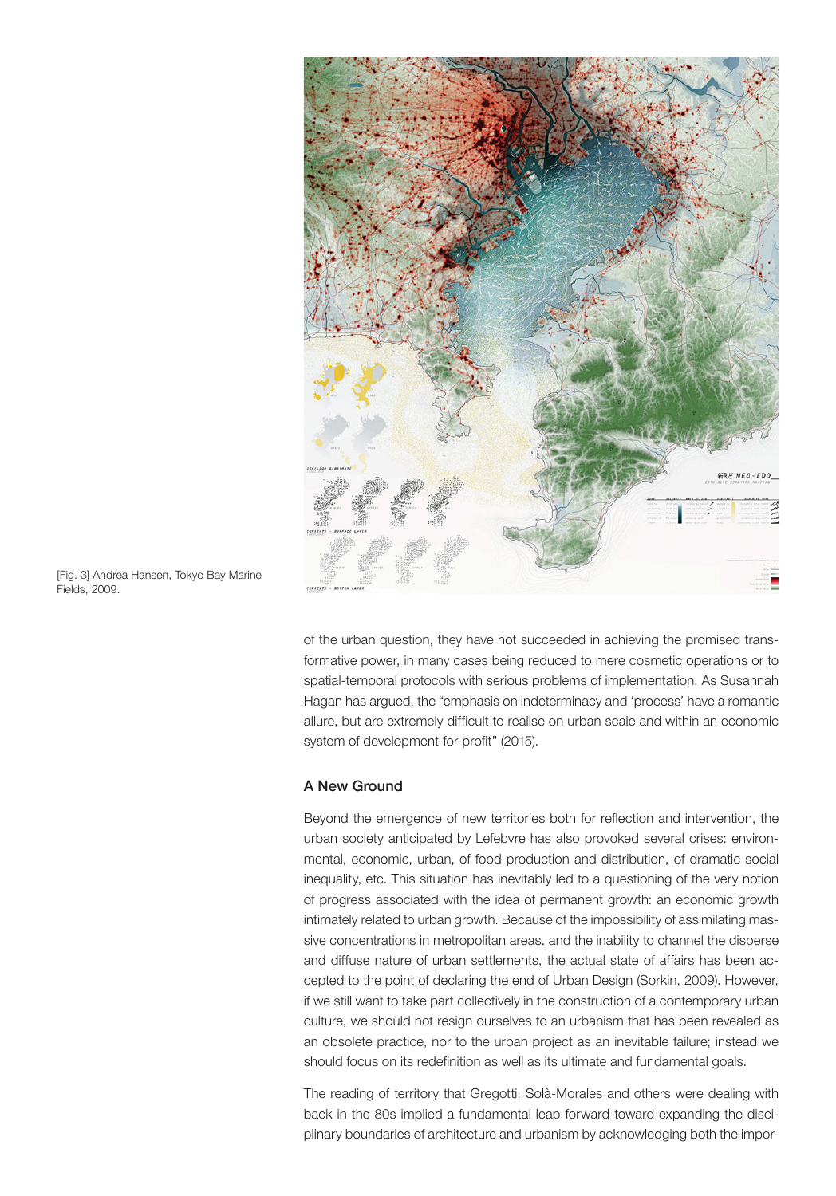[Fig. 3] Andrea Hansen, Tokyo Bay Marine Fields, 2009.

of the urban question, they have not succeeded in achieving the promised transformative power, in many cases being reduced to mere cosmetic operations or to spatial-temporal protocols with serious problems of implementation. As Susannah Hagan has argued, the "emphasis on indeterminacy and 'process' have a romantic allure, but are extremely difficult to realise on urban scale and within an economic system of development-for-profit" (2015).

## A New Ground

Beyond the emergence of new territories both for reflection and intervention, the urban society anticipated by Lefebvre has also provoked several crises: environmental, economic, urban, of food production and distribution, of dramatic social inequality, etc. This situation has inevitably led to a questioning of the very notion of progress associated with the idea of permanent growth: an economic growth intimately related to urban growth. Because of the impossibility of assimilating massive concentrations in metropolitan areas, and the inability to channel the disperse and diffuse nature of urban settlements, the actual state of affairs has been accepted to the point of declaring the end of Urban Design (Sorkin, 2009). However, if we still want to take part collectively in the construction of a contemporary urban culture, we should not resign ourselves to an urbanism that has been revealed as an obsolete practice, nor to the urban project as an inevitable failure; instead we should focus on its redefinition as well as its ultimate and fundamental goals.

The reading of territory that Gregotti, Solà-Morales and others were dealing with back in the 80s implied a fundamental leap forward toward expanding the disciplinary boundaries of architecture and urbanism by acknowledging both the impor-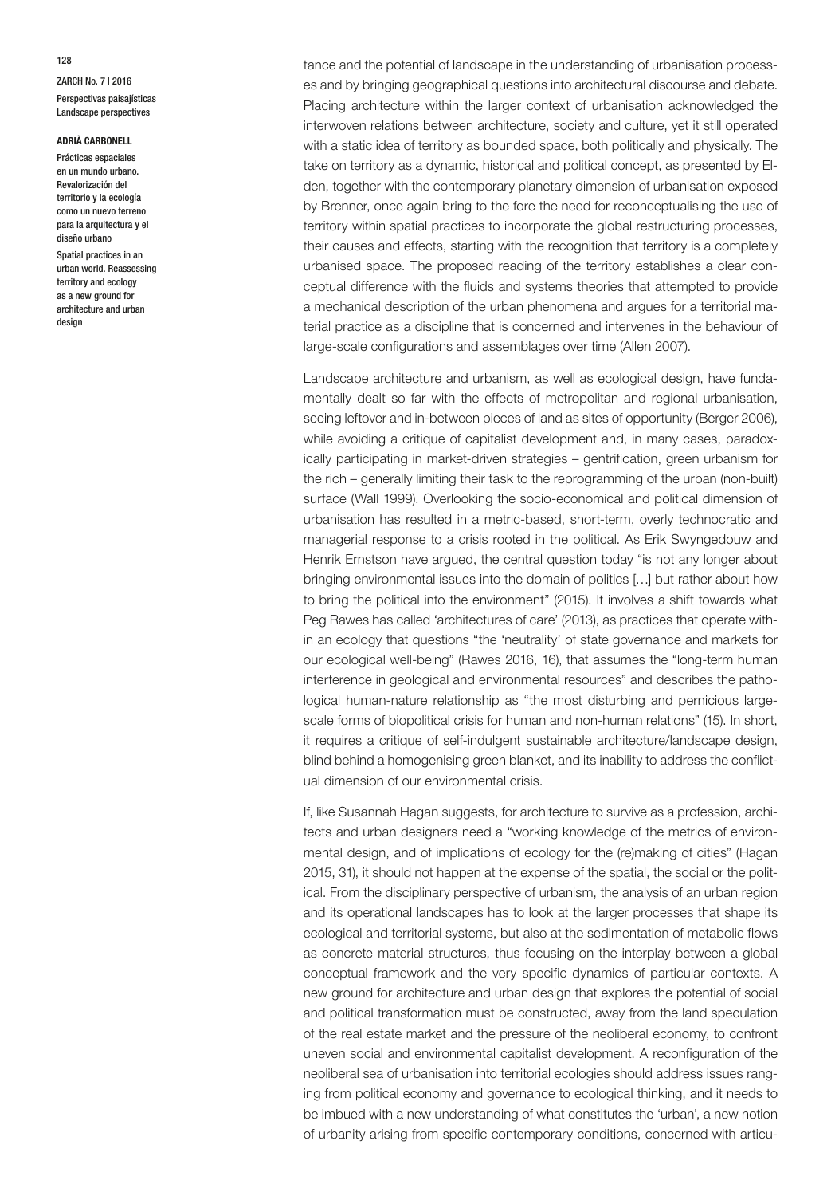tance and the potential of landscape in the understanding of urbanisation processes and by bringing geographical questions into architectural discourse and debate. Placing architecture within the larger context of urbanisation acknowledged the interwoven relations between architecture, society and culture, yet it still operated with a static idea of territory as bounded space, both politically and physically. The take on territory as a dynamic, historical and political concept, as presented by Elden, together with the contemporary planetary dimension of urbanisation exposed by Brenner, once again bring to the fore the need for reconceptualising the use of territory within spatial practices to incorporate the global restructuring processes, their causes and effects, starting with the recognition that territory is a completely urbanised space. The proposed reading of the territory establishes a clear conceptual difference with the fluids and systems theories that attempted to provide a mechanical description of the urban phenomena and argues for a territorial material practice as a discipline that is concerned and intervenes in the behaviour of large-scale configurations and assemblages over time (Allen 2007).

Landscape architecture and urbanism, as well as ecological design, have fundamentally dealt so far with the effects of metropolitan and regional urbanisation, seeing leftover and in-between pieces of land as sites of opportunity (Berger 2006), while avoiding a critique of capitalist development and, in many cases, paradoxically participating in market-driven strategies – gentrification, green urbanism for the rich – generally limiting their task to the reprogramming of the urban (non-built) surface (Wall 1999). Overlooking the socio-economical and political dimension of urbanisation has resulted in a metric-based, short-term, overly technocratic and managerial response to a crisis rooted in the political. As Erik Swyngedouw and Henrik Ernstson have argued, the central question today "is not any longer about bringing environmental issues into the domain of politics […] but rather about how to bring the political into the environment" (2015). It involves a shift towards what Peg Rawes has called 'architectures of care' (2013), as practices that operate within an ecology that questions "the 'neutrality' of state governance and markets for our ecological well-being" (Rawes 2016, 16), that assumes the "long-term human interference in geological and environmental resources" and describes the pathological human-nature relationship as "the most disturbing and pernicious large-scale forms of biopolitical crisis for human and non-human relations" (15). In short, it requires a critique of self-indulgent sustainable architecture/landscape design, blind behind a homogenising green blanket, and its inability to address the conflictual dimension of our environmental crisis.

If, like Susannah Hagan suggests, for architecture to survive as a profession, architects and urban designers need a "working knowledge of the metrics of environmental design, and of implications of ecology for the (re)making of cities" (Hagan 2015, 31), it should not happen at the expense of the spatial, the social or the political. From the disciplinary perspective of urbanism, the analysis of an urban region and its operational landscapes has to look at the larger processes that shape its ecological and territorial systems, but also at the sedimentation of metabolic flows as concrete material structures, thus focusing on the interplay between a global conceptual framework and the very specific dynamics of particular contexts. A new ground for architecture and urban design that explores the potential of social and political transformation must be constructed, away from the land speculation of the real estate market and the pressure of the neoliberal economy, to confront uneven social and environmental capitalist development. A reconfiguration of the neoliberal sea of urbanisation into territorial ecologies should address issues ranging from political economy and governance to ecological thinking, and it needs to be imbued with a new understanding of what constitutes the 'urban', a new notion of urbanity arising from specific contemporary conditions, concerned with articu-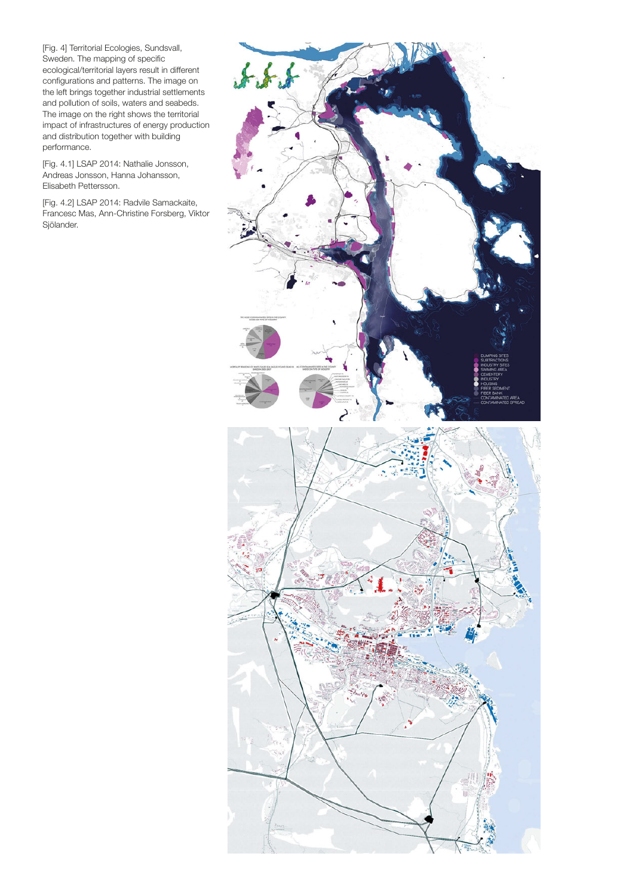[Fig. 4] Territorial Ecologies, Sundsvall, Sweden. The mapping of specific ecological/territorial layers result in different configurations and patterns. The image on the left brings together industrial settlements and pollution of soils, waters and seabeds. The image on the right shows the territorial impact of infrastructures of energy production and distribution together with building performance.

[Fig. 4.1] LSAP 2014: Nathalie Jonsson, Andreas Jonsson, Hanna Johansson, Elisabeth Pettersson.

[Fig. 4.2] LSAP 2014: Radvile Samackaite, Francesc Mas, Ann-Christine Forsberg, Viktor Sjölander.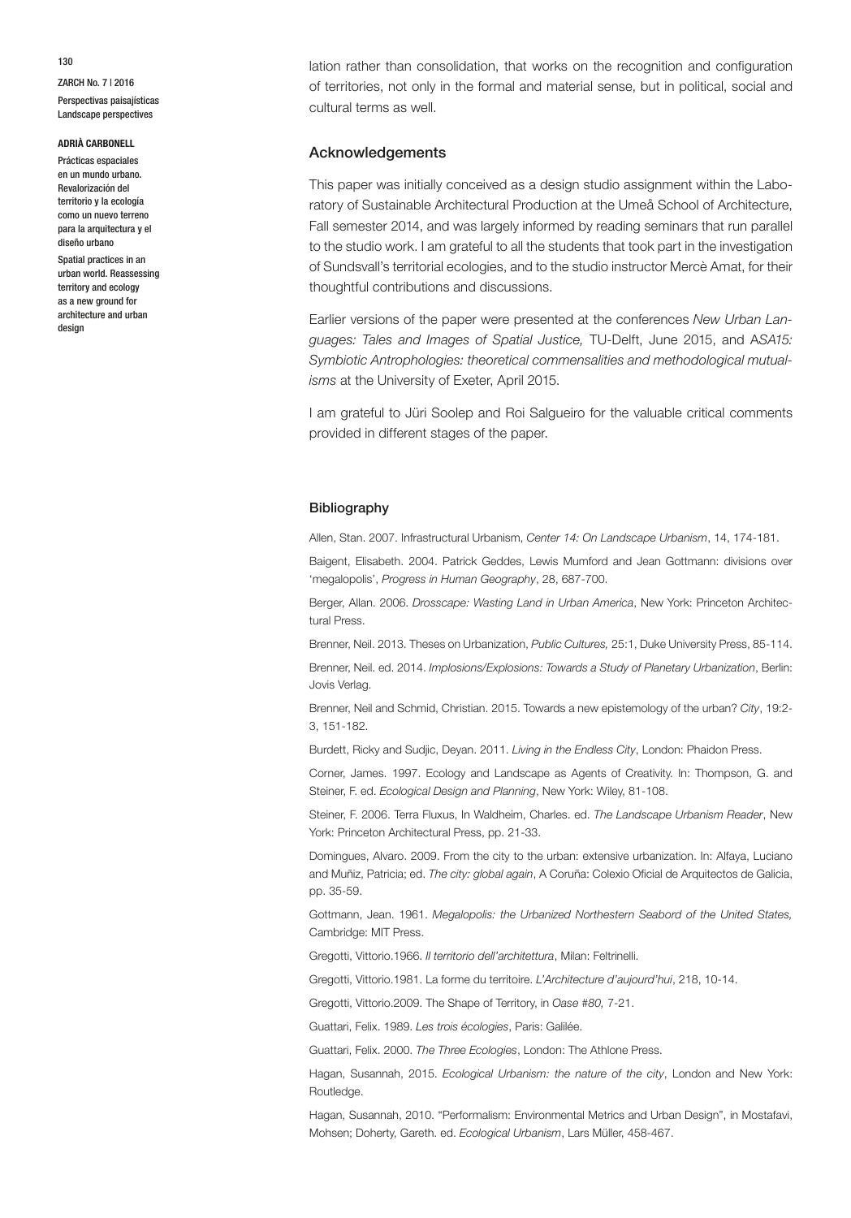lation rather than consolidation, that works on the recognition and configuration of territories, not only in the formal and material sense, but in political, social and cultural terms as well.

## Acknowledgements

This paper was initially conceived as a design studio assignment within the Laboratory of Sustainable Architectural Production at the Umeå School of Architecture, Fall semester 2014, and was largely informed by reading seminars that run parallel to the studio work. I am grateful to all the students that took part in the investigation of Sundsvall's territorial ecologies, and to the studio instructor Mercè Amat, for their thoughtful contributions and discussions.

Earlier versions of the paper were presented at the conferences *New Urban Languages: Tales and Images of Spatial Justice,* TU-Delft, June 2015, and A*SA15: Symbiotic Antrophologies: theoretical commensalities and methodological mutualisms* at the University of Exeter, April 2015.

I am grateful to Jüri Soolep and Roi Salgueiro for the valuable critical comments provided in different stages of the paper.

## Bibliography

Allen, Stan. 2007. Infrastructural Urbanism, *Center 14: On Landscape Urbanism*, 14, 174-181.

Baigent, Elisabeth. 2004. Patrick Geddes, Lewis Mumford and Jean Gottmann: divisions over 'megalopolis', *Progress in Human Geography*, 28, 687-700.

Berger, Allan. 2006. *Drosscape: Wasting Land in Urban America*, New York: Princeton Architectural Press.

Brenner, Neil. 2013. Theses on Urbanization, *Public Cultures,* 25:1, Duke University Press, 85-114.

Brenner, Neil. ed. 2014. *Implosions/Explosions: Towards a Study of Planetary Urbanization*, Berlin: Jovis Verlag.

Brenner, Neil and Schmid, Christian. 2015. Towards a new epistemology of the urban? *City*, 19:2-3, 151-182.

Burdett, Ricky and Sudjic, Deyan. 2011. *Living in the Endless City*, London: Phaidon Press.

Corner, James. 1997. Ecology and Landscape as Agents of Creativity. In: Thompson, G. and Steiner, F. ed. *Ecological Design and Planning*, New York: Wiley, 81-108.

Steiner, F. 2006. Terra Fluxus, In Waldheim, Charles. ed. *The Landscape Urbanism Reader*, New York: Princeton Architectural Press, pp. 21-33.

Domingues, Alvaro. 2009. From the city to the urban: extensive urbanization. In: Alfaya, Luciano and Muñiz, Patricia; ed. *The city: global again*, A Coruña: Colexio Oficial de Arquitectos de Galicia, pp. 35-59.

Gottmann, Jean. 1961. *Megalopolis: the Urbanized Northeastern Seabord of the United States,* Cambridge: MIT Press.

Gregotti, Vittorio.1966. *Il territorio dell'architettura*, Milan: Feltrinelli.

Gregotti, Vittorio.1981. La forme du territoire. *L'Architecture d'aujourd'hui*, 218, 10-14.

Gregotti, Vittorio.2009. The Shape of Territory, in *Oase #80,* 7-21.

Guattari, Felix. 1989. *Les trois écologies*, Paris: Galilée.

Guattari, Felix. 2000. *The Three Ecologies*, London: The Athlone Press.

Hagan, Susannah, 2015. *Ecological Urbanism: the nature of the city*, London and New York: Routledge.

Hagan, Susannah, 2010. "Performalism: Environmental Metrics and Urban Design", in Mostafavi, Mohsen; Doherty, Gareth. ed. *Ecological Urbanism*, Lars Müller, 458-467.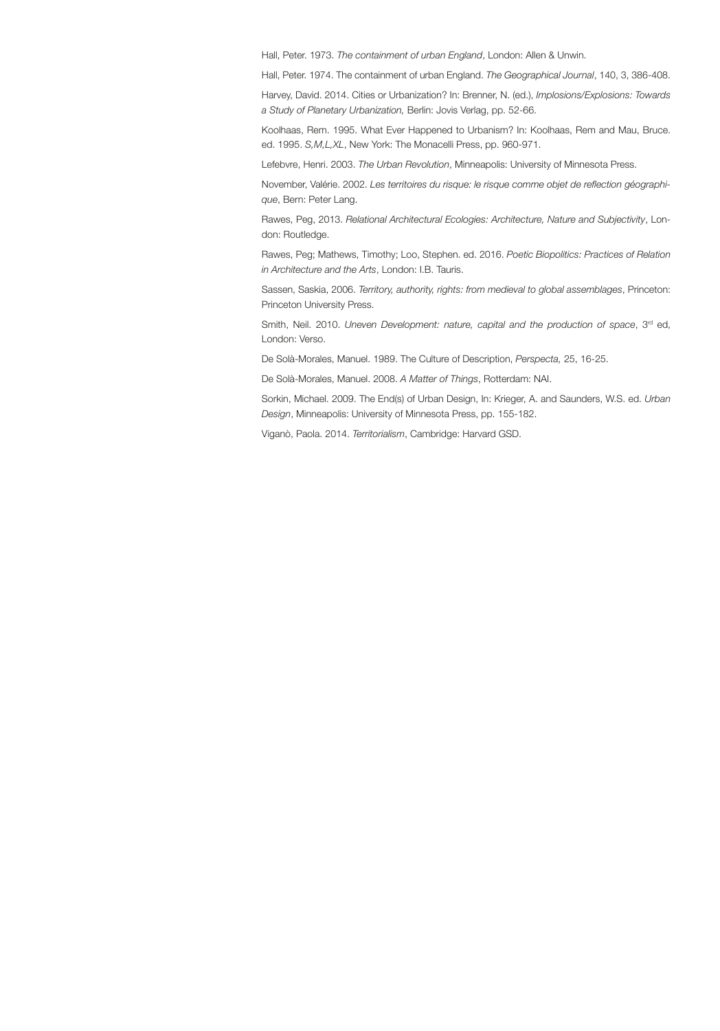Hall, Peter. 1973. *The containment of urban England*, London: Allen & Unwin.

Hall, Peter. 1974. The containment of urban England. *The Geographical Journal*, 140, 3, 386-408.

Harvey, David. 2014. Cities or Urbanization? In: Brenner, N. (ed.), *Implosions/Explosions: Towards a Study of Planetary Urbanization,* Berlin: Jovis Verlag, pp. 52-66.

Koolhaas, Rem. 1995. What Ever Happened to Urbanism? In: Koolhaas, Rem and Mau, Bruce. ed. 1995. *S,M,L,XL*, New York: The Monacelli Press, pp. 960-971.

Lefebvre, Henri. 2003. *The Urban Revolution*, Minneapolis: University of Minnesota Press.

November, Valérie. 2002. *Les territoires du risque: le risque comme objet de reflection géographique*, Bern: Peter Lang.

Rawes, Peg, 2013. *Relational Architectural Ecologies: Architecture, Nature and Subjectivity*, London: Routledge.

Rawes, Peg; Mathews, Timothy; Loo, Stephen. ed. 2016. *Poetic Biopolitics: Practices of Relation in Architecture and the Arts*, London: I.B. Tauris.

Sassen, Saskia, 2006. *Territory, authority, rights: from medieval to global assemblages*, Princeton: Princeton University Press.

Smith, Neil. 2010. *Uneven Development: nature, capital and the production of space*, 3rd ed, London: Verso.

De Solà-Morales, Manuel. 1989. The Culture of Description, *Perspecta,* 25, 16-25.

De Solà-Morales, Manuel. 2008. *A Matter of Things*, Rotterdam: NAI.

Sorkin, Michael. 2009. The End(s) of Urban Design, In: Krieger, A. and Saunders, W.S. ed. *Urban Design*, Minneapolis: University of Minnesota Press, pp. 155-182.

Viganò, Paola. 2014. *Territorialism*, Cambridge: Harvard GSD.